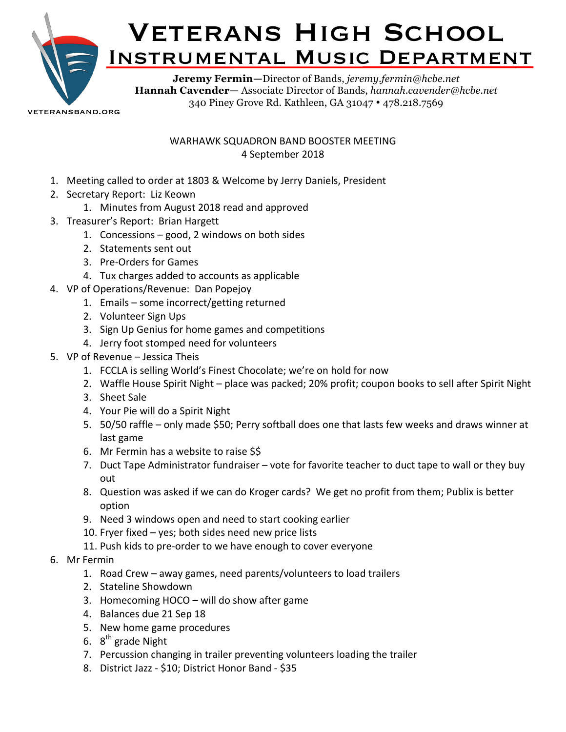# Veterans High School
## Instrumental Music Department

**Jeremy Fermin**—Director of Bands, *jeremy.fermin@hcbe.net*
**Hannah Cavender—** Associate Director of Bands, *hannah.cavender@hcbe.net*
340 Piney Grove Rd. Kathleen, GA 31047 • 478.218.7569

VETERANSBAND.ORG

WARHAWK SQUADRON BAND BOOSTER MEETING
4 September 2018

1. Meeting called to order at 1803 & Welcome by Jerry Daniels, President
2. Secretary Report: Liz Keown
    1. Minutes from August 2018 read and approved
3. Treasurer's Report: Brian Hargett
    1. Concessions – good, 2 windows on both sides
    2. Statements sent out
    3. Pre-Orders for Games
    4. Tux charges added to accounts as applicable
4. VP of Operations/Revenue: Dan Popejoy
    1. Emails – some incorrect/getting returned
    2. Volunteer Sign Ups
    3. Sign Up Genius for home games and competitions
    4. Jerry foot stomped need for volunteers
5. VP of Revenue – Jessica Theis
    1. FCCLA is selling World's Finest Chocolate; we're on hold for now
    2. Waffle House Spirit Night – place was packed; 20% profit; coupon books to sell after Spirit Night
    3. Sheet Sale
    4. Your Pie will do a Spirit Night
    5. 50/50 raffle – only made $50; Perry softball does one that lasts few weeks and draws winner at last game
    6. Mr Fermin has a website to raise $$
    7. Duct Tape Administrator fundraiser – vote for favorite teacher to duct tape to wall or they buy out
    8. Question was asked if we can do Kroger cards? We get no profit from them; Publix is better option
    9. Need 3 windows open and need to start cooking earlier
    10. Fryer fixed – yes; both sides need new price lists
    11. Push kids to pre-order to we have enough to cover everyone
6. Mr Fermin
    1. Road Crew – away games, need parents/volunteers to load trailers
    2. Stateline Showdown
    3. Homecoming HOCO – will do show after game
    4. Balances due 21 Sep 18
    5. New home game procedures
    6. 8th grade Night
    7. Percussion changing in trailer preventing volunteers loading the trailer
    8. District Jazz - $10; District Honor Band - $35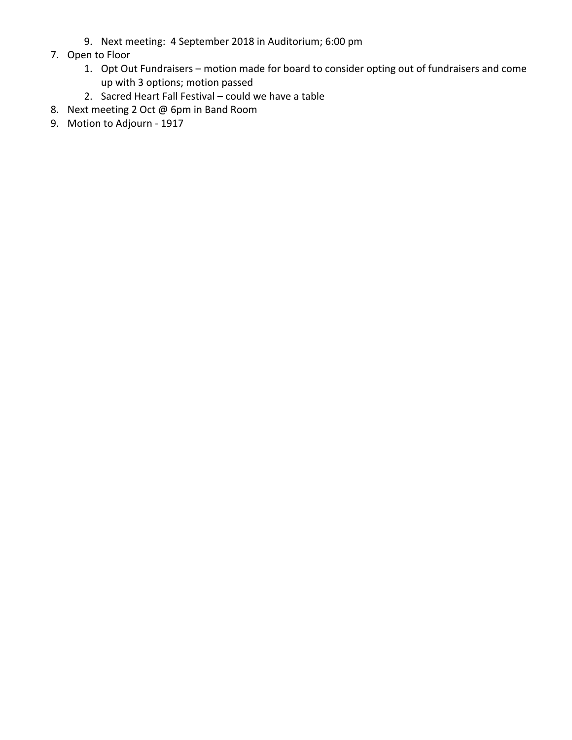9. Next meeting: 4 September 2018 in Auditorium; 6:00 pm

7. Open to Floor
   1. Opt Out Fundraisers – motion made for board to consider opting out of fundraisers and come up with 3 options; motion passed
   2. Sacred Heart Fall Festival – could we have a table
8. Next meeting 2 Oct @ 6pm in Band Room
9. Motion to Adjourn - 1917